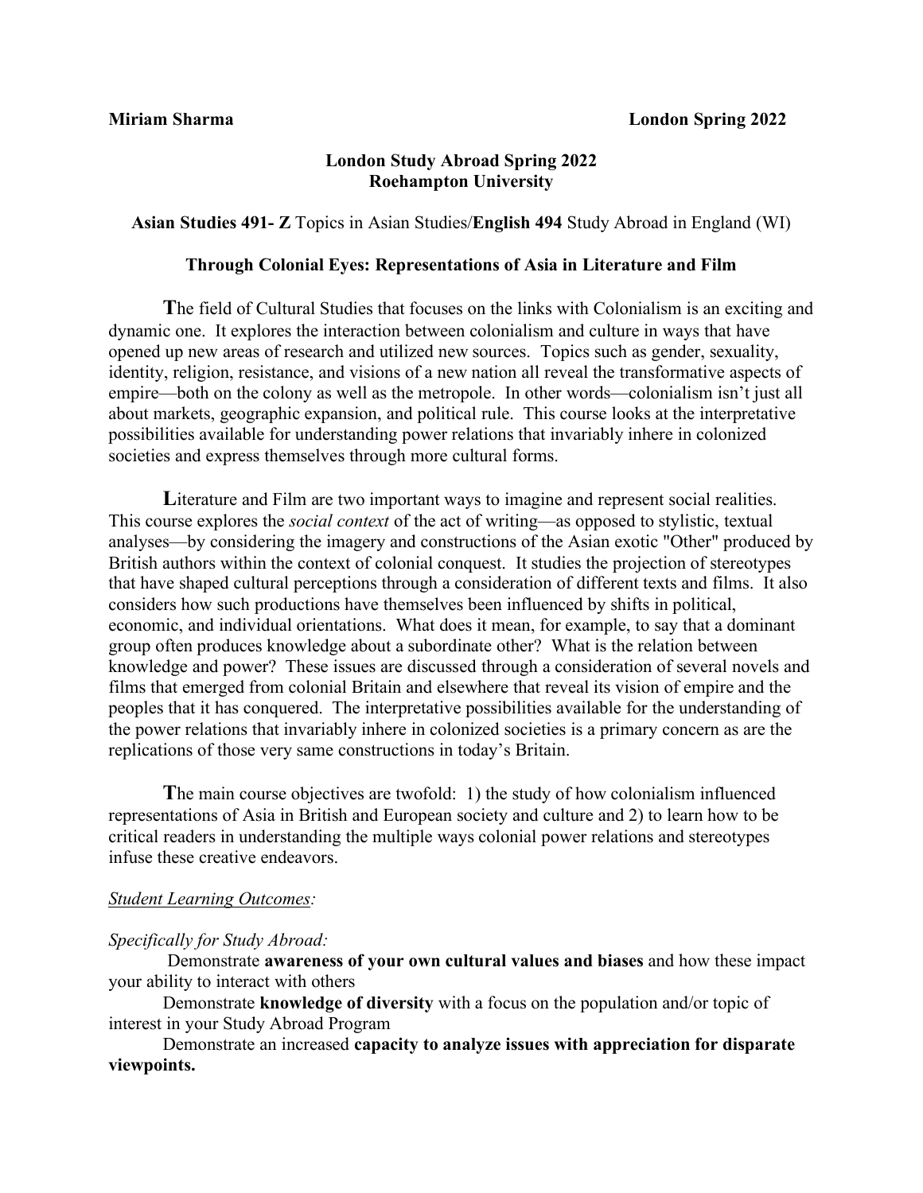**Miriam Sharma** **London Spring 2022**

**London Study Abroad Spring 2022**
**Roehampton University**

**Asian Studies 491- Z** Topics in Asian Studies/**English 494** Study Abroad in England (WI)

### Through Colonial Eyes: Representations of Asia in Literature and Film

**T**he field of Cultural Studies that focuses on the links with Colonialism is an exciting and dynamic one. It explores the interaction between colonialism and culture in ways that have opened up new areas of research and utilized new sources. Topics such as gender, sexuality, identity, religion, resistance, and visions of a new nation all reveal the transformative aspects of empire—both on the colony as well as the metropole. In other words—colonialism isn't just all about markets, geographic expansion, and political rule. This course looks at the interpretative possibilities available for understanding power relations that invariably inhere in colonized societies and express themselves through more cultural forms.

**L**iterature and Film are two important ways to imagine and represent social realities. This course explores the *social context* of the act of writing—as opposed to stylistic, textual analyses—by considering the imagery and constructions of the Asian exotic "Other" produced by British authors within the context of colonial conquest. It studies the projection of stereotypes that have shaped cultural perceptions through a consideration of different texts and films. It also considers how such productions have themselves been influenced by shifts in political, economic, and individual orientations. What does it mean, for example, to say that a dominant group often produces knowledge about a subordinate other? What is the relation between knowledge and power? These issues are discussed through a consideration of several novels and films that emerged from colonial Britain and elsewhere that reveal its vision of empire and the peoples that it has conquered. The interpretative possibilities available for the understanding of the power relations that invariably inhere in colonized societies is a primary concern as are the replications of those very same constructions in today's Britain.

**T**he main course objectives are twofold: 1) the study of how colonialism influenced representations of Asia in British and European society and culture and 2) to learn how to be critical readers in understanding the multiple ways colonial power relations and stereotypes infuse these creative endeavors.

*Student Learning Outcomes:*

*Specifically for Study Abroad:*

Demonstrate **awareness of your own cultural values and biases** and how these impact your ability to interact with others

Demonstrate **knowledge of diversity** with a focus on the population and/or topic of interest in your Study Abroad Program

Demonstrate an increased **capacity to analyze issues with appreciation for disparate viewpoints.**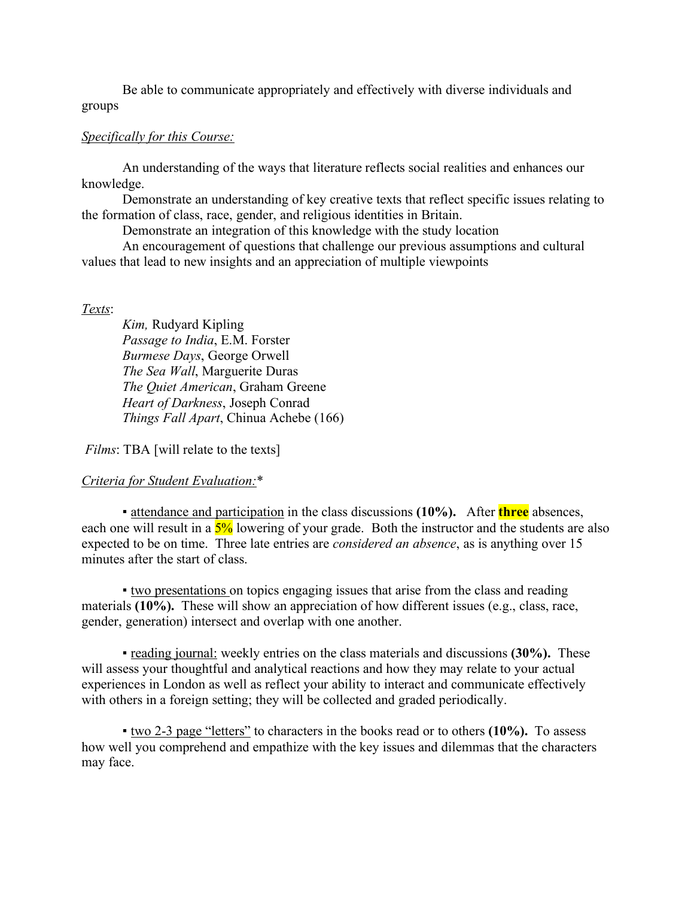Be able to communicate appropriately and effectively with diverse individuals and groups

*Specifically for this Course:*

An understanding of the ways that literature reflects social realities and enhances our knowledge.

Demonstrate an understanding of key creative texts that reflect specific issues relating to the formation of class, race, gender, and religious identities in Britain.

Demonstrate an integration of this knowledge with the study location

An encouragement of questions that challenge our previous assumptions and cultural values that lead to new insights and an appreciation of multiple viewpoints

*Texts*:

*Kim,* Rudyard Kipling
*Passage to India*, E.M. Forster
*Burmese Days*, George Orwell
*The Sea Wall*, Marguerite Duras
*The Quiet American*, Graham Greene
*Heart of Darkness*, Joseph Conrad
*Things Fall Apart*, Chinua Achebe (166)

*Films*: TBA [will relate to the texts]

*Criteria for Student Evaluation:**

▪ attendance and participation in the class discussions **(10%).** After **three** absences, each one will result in a 5% lowering of your grade. Both the instructor and the students are also expected to be on time. Three late entries are *considered an absence*, as is anything over 15 minutes after the start of class.

▪ two presentations on topics engaging issues that arise from the class and reading materials **(10%).** These will show an appreciation of how different issues (e.g., class, race, gender, generation) intersect and overlap with one another.

▪ reading journal: weekly entries on the class materials and discussions **(30%).** These will assess your thoughtful and analytical reactions and how they may relate to your actual experiences in London as well as reflect your ability to interact and communicate effectively with others in a foreign setting; they will be collected and graded periodically.

▪ two 2-3 page "letters" to characters in the books read or to others **(10%).** To assess how well you comprehend and empathize with the key issues and dilemmas that the characters may face.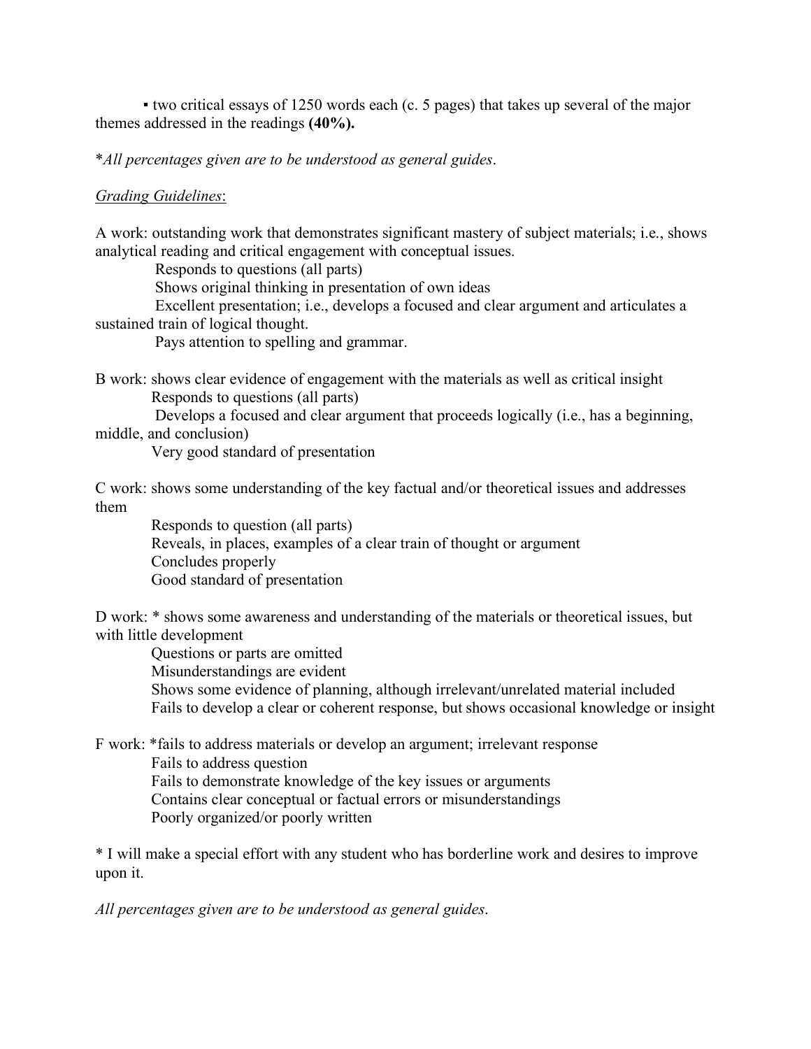▪ two critical essays of 1250 words each (c. 5 pages) that takes up several of the major themes addressed in the readings **(40%).**

*\*All percentages given are to be understood as general guides*.

<u>*Grading Guidelines*</u>:

A work: outstanding work that demonstrates significant mastery of subject materials; i.e., shows analytical reading and critical engagement with conceptual issues.

Responds to questions (all parts)
Shows original thinking in presentation of own ideas
Excellent presentation; i.e., develops a focused and clear argument and articulates a sustained train of logical thought.
Pays attention to spelling and grammar.

B work: shows clear evidence of engagement with the materials as well as critical insight

Responds to questions (all parts)
Develops a focused and clear argument that proceeds logically (i.e., has a beginning, middle, and conclusion)
Very good standard of presentation

C work: shows some understanding of the key factual and/or theoretical issues and addresses them

Responds to question (all parts)
Reveals, in places, examples of a clear train of thought or argument
Concludes properly
Good standard of presentation

D work: * shows some awareness and understanding of the materials or theoretical issues, but with little development

Questions or parts are omitted
Misunderstandings are evident
Shows some evidence of planning, although irrelevant/unrelated material included
Fails to develop a clear or coherent response, but shows occasional knowledge or insight

F work: *fails to address materials or develop an argument; irrelevant response

Fails to address question
Fails to demonstrate knowledge of the key issues or arguments
Contains clear conceptual or factual errors or misunderstandings
Poorly organized/or poorly written

\* I will make a special effort with any student who has borderline work and desires to improve upon it.

*All percentages given are to be understood as general guides*.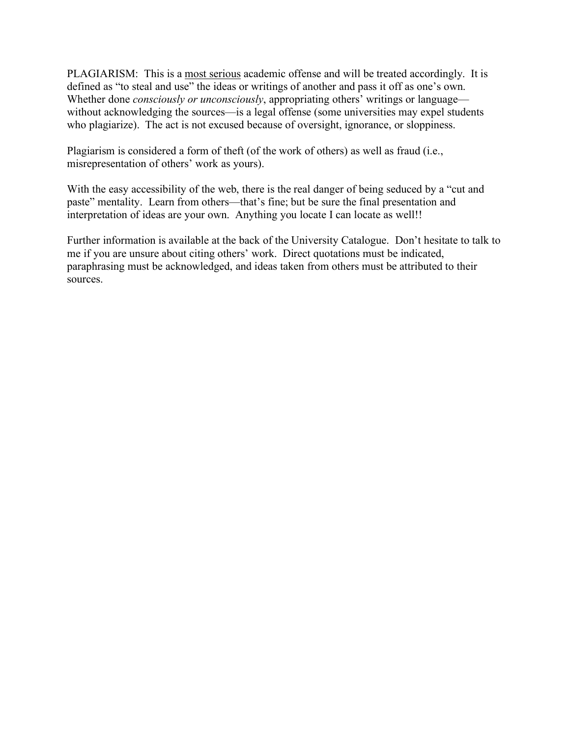PLAGIARISM: This is a <u>most serious</u> academic offense and will be treated accordingly. It is defined as "to steal and use" the ideas or writings of another and pass it off as one's own. Whether done *consciously or unconsciously*, appropriating others' writings or language—without acknowledging the sources—is a legal offense (some universities may expel students who plagiarize). The act is not excused because of oversight, ignorance, or sloppiness.

Plagiarism is considered a form of theft (of the work of others) as well as fraud (i.e., misrepresentation of others' work as yours).

With the easy accessibility of the web, there is the real danger of being seduced by a "cut and paste" mentality. Learn from others—that's fine; but be sure the final presentation and interpretation of ideas are your own. Anything you locate I can locate as well!!

Further information is available at the back of the University Catalogue. Don't hesitate to talk to me if you are unsure about citing others' work. Direct quotations must be indicated, paraphrasing must be acknowledged, and ideas taken from others must be attributed to their sources.